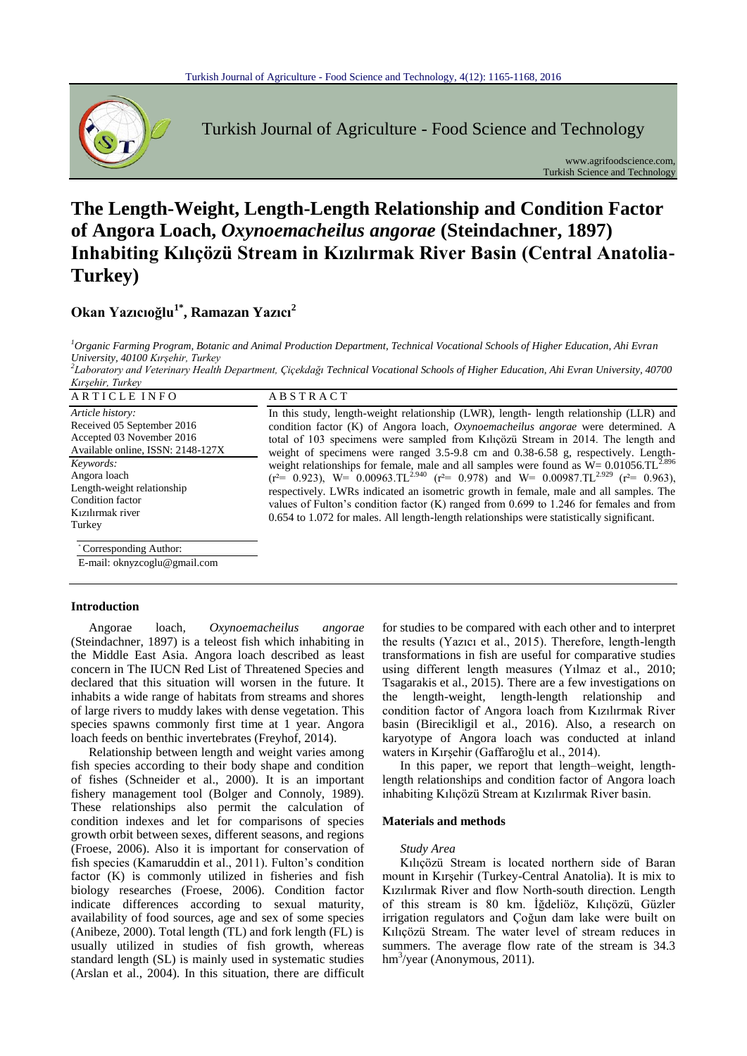# The Length-Weight, Length-Length Relationship and Condition Factor of Angora Loach, *Oxynoemacheilus angorae* (Steindachner, 1897) Inhabiting Kılıçözü Stream in Kızılırmak River Basin (Central Anatolia-Turkey)

**Okan Yazıcıoğlu[1*], Ramazan Yazıcı[2]**

[1]*Organic Farming Program, Botanic and Animal Production Department, Technical Vocational Schools of Higher Education, Ahi Evran University, 40100 Kırşehir, Turkey*

[2]*Laboratory and Veterinary Health Department, Çiçekdağı Technical Vocational Schools of Higher Education, Ahi Evran University, 40700 Kırşehir, Turkey*

## ARTICLE INFO

*Article history:*
Received 05 September 2016
Accepted 03 November 2016
Available online, ISSN: 2148-127X

*Keywords:*
Angora loach
Length-weight relationship
Condition factor
Kızılırmak river
Turkey

*Corresponding Author:
E-mail: oknyzcoglu@gmail.com

## ABSTRACT

In this study, length-weight relationship (LWR), length- length relationship (LLR) and condition factor (K) of Angora loach, *Oxynoemacheilus angorae* were determined. A total of 103 specimens were sampled from Kılıçözü Stream in 2014. The length and weight of specimens were ranged 3.5-9.8 cm and 0.38-6.58 g, respectively. Length-weight relationships for female, male and all samples were found as $W= 0.01056.TL^{2.896}$ ($r^2= 0.923$), $W= 0.00963.TL^{2.940}$ ($r^2= 0.978$) and $W= 0.00987.TL^{2.929}$ ($r^2= 0.963$), respectively. LWRs indicated an isometric growth in female, male and all samples. The values of Fulton's condition factor (K) ranged from 0.699 to 1.246 for females and from 0.654 to 1.072 for males. All length-length relationships were statistically significant.

## Introduction

Angorae loach, *Oxynoemacheilus angorae* (Steindachner, 1897) is a teleost fish which inhabiting in the Middle East Asia. Angora loach described as least concern in The IUCN Red List of Threatened Species and declared that this situation will worsen in the future. It inhabits a wide range of habitats from streams and shores of large rivers to muddy lakes with dense vegetation. This species spawns commonly first time at 1 year. Angora loach feeds on benthic invertebrates (Freyhof, 2014).

Relationship between length and weight varies among fish species according to their body shape and condition of fishes (Schneider et al., 2000). It is an important fishery management tool (Bolger and Connoly, 1989). These relationships also permit the calculation of condition indexes and let for comparisons of species growth orbit between sexes, different seasons, and regions (Froese, 2006). Also it is important for conservation of fish species (Kamaruddin et al., 2011). Fulton's condition factor (K) is commonly utilized in fisheries and fish biology researches (Froese, 2006). Condition factor indicate differences according to sexual maturity, availability of food sources, age and sex of some species (Anibeze, 2000). Total length (TL) and fork length (FL) is usually utilized in studies of fish growth, whereas standard length (SL) is mainly used in systematic studies (Arslan et al., 2004). In this situation, there are difficult for studies to be compared with each other and to interpret the results (Yazıcı et al., 2015). Therefore, length-length transformations in fish are useful for comparative studies using different length measures (Yılmaz et al., 2010; Tsagarakis et al., 2015). There are a few investigations on the length-weight, length-length relationship and condition factor of Angora loach from Kızılırmak River basin (Birecikligil et al., 2016). Also, a research on karyotype of Angora loach was conducted at inland waters in Kırşehir (Gaffaroğlu et al., 2014).

In this paper, we report that length–weight, length-length relationships and condition factor of Angora loach inhabiting Kılıçözü Stream at Kızılırmak River basin.

## Materials and methods

### *Study Area*

Kılıçözü Stream is located northern side of Baran mount in Kırşehir (Turkey-Central Anatolia). It is mix to Kızılırmak River and flow North-south direction. Length of this stream is 80 km. İğdelióz, Kılıçözü, Güzler irrigation regulators and Çoğun dam lake were built on Kılıçözü Stream. The water level of stream reduces in summers. The average flow rate of the stream is 34.3 $hm^3$/year (Anonymous, 2011).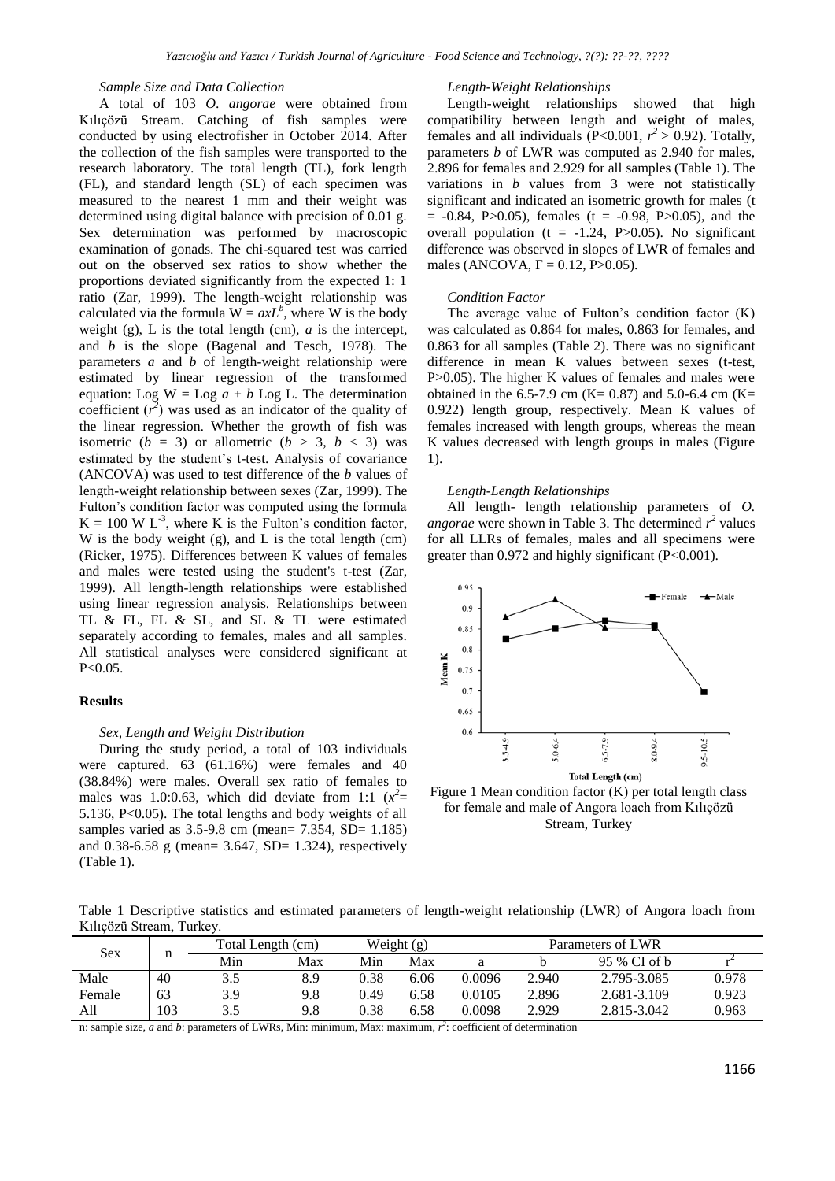### Sample Size and Data Collection

A total of 103 *O. angorae* were obtained from Kılıçözü Stream. Catching of fish samples were conducted by using electrofisher in October 2014. After the collection of the fish samples were transported to the research laboratory. The total length (TL), fork length (FL), and standard length (SL) of each specimen was measured to the nearest 1 mm and their weight was determined using digital balance with precision of 0.01 g. Sex determination was performed by macroscopic examination of gonads. The chi-squared test was carried out on the observed sex ratios to show whether the proportions deviated significantly from the expected 1: 1 ratio (Zar, 1999). The length-weight relationship was calculated via the formula $W = aL^b$, where W is the body weight (g), L is the total length (cm), *a* is the intercept, and *b* is the slope (Bagenal and Tesch, 1978). The parameters *a* and *b* of length-weight relationship were estimated by linear regression of the transformed equation: $\text{Log } W = \text{Log } a + b \text{ Log } L$. The determination coefficient ($r^2$) was used as an indicator of the quality of the linear regression. Whether the growth of fish was isometric ($b = 3$) or allometric ($b > 3$, $b < 3$) was estimated by the student's t-test. Analysis of covariance (ANCOVA) was used to test difference of the *b* values of length-weight relationship between sexes (Zar, 1999). The Fulton's condition factor was computed using the formula $K = 100 \text{ W } L^{-3}$, where K is the Fulton's condition factor, W is the body weight (g), and L is the total length (cm) (Ricker, 1975). Differences between K values of females and males were tested using the student's t-test (Zar, 1999). All length-length relationships were established using linear regression analysis. Relationships between TL & FL, FL & SL, and SL & TL were estimated separately according to females, males and all samples. All statistical analyses were considered significant at $P<0.05$.

## Results

### Sex, Length and Weight Distribution

During the study period, a total of 103 individuals were captured. 63 (61.16%) were females and 40 (38.84%) were males. Overall sex ratio of females to males was 1.0:0.63, which did deviate from 1:1 ($x^2$= 5.136, $P<0.05$). The total lengths and body weights of all samples varied as 3.5-9.8 cm (mean= 7.354, SD= 1.185) and 0.38-6.58 g (mean= 3.647, SD= 1.324), respectively (Table 1).

### Length-Weight Relationships

Length-weight relationships showed that high compatibility between length and weight of males, females and all individuals ($P<0.001$, $r^2 > 0.92$). Totally, parameters *b* of LWR was computed as 2.940 for males, 2.896 for females and 2.929 for all samples (Table 1). The variations in *b* values from 3 were not statistically significant and indicated an isometric growth for males ($t = -0.84$, $P>0.05$), females ($t = -0.98$, $P>0.05$), and the overall population ($t = -1.24$, $P>0.05$). No significant difference was observed in slopes of LWR of females and males (ANCOVA, $F = 0.12$, $P>0.05$).

### Condition Factor

The average value of Fulton's condition factor (K) was calculated as 0.864 for males, 0.863 for females, and 0.863 for all samples (Table 2). There was no significant difference in mean K values between sexes (t-test, $P>0.05$). The higher K values of females and males were obtained in the 6.5-7.9 cm (K= 0.87) and 5.0-6.4 cm (K= 0.922) length group, respectively. Mean K values of females increased with length groups, whereas the mean K values decreased with length groups in males (Figure 1).

### Length-Length Relationships

All length- length relationship parameters of *O. angorae* were shown in Table 3. The determined $r^2$ values for all LLRs of females, males and all specimens were greater than 0.972 and highly significant ($P<0.001$).

Figure 1 Mean condition factor (K) per total length class for female and male of Angora loach from Kılıçözü Stream, Turkey

Table 1 Descriptive statistics and estimated parameters of length-weight relationship (LWR) of Angora loach from Kılıçözü Stream, Turkey.

| Sex | n | Total Length (cm) | | Weight (g) | | Parameters of LWR | | | |
|---|---|---|---|---|---|---|---|---|---|
| | | Min | Max | Min | Max | a | b | 95 % CI of b | $r^2$ |
| Male | 40 | 3.5 | 8.9 | 0.38 | 6.06 | 0.0096 | 2.940 | 2.795-3.085 | 0.978 |
| Female | 63 | 3.9 | 9.8 | 0.49 | 6.58 | 0.0105 | 2.896 | 2.681-3.109 | 0.923 |
| All | 103 | 3.5 | 9.8 | 0.38 | 6.58 | 0.0098 | 2.929 | 2.815-3.042 | 0.963 |

n: sample size, *a* and *b*: parameters of LWRs, Min: minimum, Max: maximum, $r^2$: coefficient of determination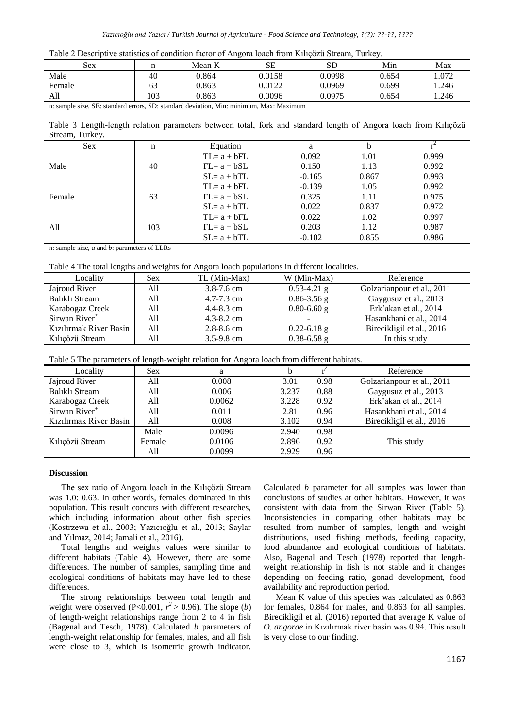Table 2 Descriptive statistics of condition factor of Angora loach from Kılıçözü Stream, Turkey.

| Sex | n | Mean K | SE | SD | Min | Max |
|---|---|---|---|---|---|---|
| Male | 40 | 0.864 | 0.0158 | 0.0998 | 0.654 | 1.072 |
| Female | 63 | 0.863 | 0.0122 | 0.0969 | 0.699 | 1.246 |
| All | 103 | 0.863 | 0.0096 | 0.0975 | 0.654 | 1.246 |

n: sample size, SE: standard errors, SD: standard deviation, Min: minimum, Max: Maximum

Table 3 Length-length relation parameters between total, fork and standard length of Angora loach from Kılıçözü Stream, Turkey.

| Sex | n | Equation | a | b | $r^2$ |
|---|---|---|---|---|---|
| Male | 40 | TL= a + bFL | 0.092 | 1.01 | 0.999 |
| | | FL= a + bSL | 0.150 | 1.13 | 0.992 |
| | | SL= a + bTL | -0.165 | 0.867 | 0.993 |
| Female | 63 | TL= a + bFL | -0.139 | 1.05 | 0.992 |
| | | FL= a + bSL | 0.325 | 1.11 | 0.975 |
| | | SL= a + bTL | 0.022 | 0.837 | 0.972 |
| All | 103 | TL= a + bFL | 0.022 | 1.02 | 0.997 |
| | | FL= a + bSL | 0.203 | 1.12 | 0.987 |
| | | SL= a + bTL | -0.102 | 0.855 | 0.986 |

n: sample size, *a* and *b*: parameters of LLRs

Table 4 The total lengths and weights for Angora loach populations in different localities.

| Locality | Sex | TL (Min-Max) | W (Min-Max) | Reference |
|---|---|---|---|---|
| Jajroud River | All | 3.8-7.6 cm | 0.53-4.21 g | Golzarianpour et al., 2011 |
| Balıklı Stream | All | 4.7-7.3 cm | 0.86-3.56 g | Gaygusuz et al., 2013 |
| Karabogaz Creek | All | 4.4-8.3 cm | 0.80-6.60 g | Erk'akan et al., 2014 |
| Sirwan River+ | All | 4.3-8.2 cm | - | Hasankhani et al., 2014 |
| Kızılırmak River Basin | All | 2.8-8.6 cm | 0.22-6.18 g | Birecikligil et al., 2016 |
| Kılıçözü Stream | All | 3.5-9.8 cm | 0.38-6.58 g | In this study |

Table 5 The parameters of length-weight relation for Angora loach from different habitats.

| Locality | Sex | a | b | $r^2$ | Reference |
|---|---|---|---|---|---|
| Jajroud River | All | 0.008 | 3.01 | 0.98 | Golzarianpour et al., 2011 |
| Balıklı Stream | All | 0.006 | 3.237 | 0.88 | Gaygusuz et al., 2013 |
| Karabogaz Creek | All | 0.0062 | 3.228 | 0.92 | Erk'akan et al., 2014 |
| Sirwan River+ | All | 0.011 | 2.81 | 0.96 | Hasankhani et al., 2014 |
| Kızılırmak River Basin | All | 0.008 | 3.102 | 0.94 | Birecikligil et al., 2016 |
| Kılıçözü Stream | Male | 0.0096 | 2.940 | 0.98 | This study |
| | Female | 0.0106 | 2.896 | 0.92 | |
| | All | 0.0099 | 2.929 | 0.96 | |

**Discussion**

The sex ratio of Angora loach in the Kılıçözü Stream was 1.0: 0.63. In other words, females dominated in this population. This result concurs with different researches, which including information about other fish species (Kostrzewa et al., 2003; Yazıcıoğlu et al., 2013; Saylar and Yılmaz, 2014; Jamali et al., 2016).

Total lengths and weights values were similar to different habitats (Table 4). However, there are some differences. The number of samples, sampling time and ecological conditions of habitats may have led to these differences.

The strong relationships between total length and weight were observed ($P<0.001$, $r^2 > 0.96$). The slope (*b*) of length-weight relationships range from 2 to 4 in fish (Bagenal and Tesch, 1978). Calculated *b* parameters of length-weight relationship for females, males, and all fish were close to 3, which is isometric growth indicator. Calculated *b* parameter for all samples was lower than conclusions of studies at other habitats. However, it was consistent with data from the Sirwan River (Table 5). Inconsistencies in comparing other habitats may be resulted from number of samples, length and weight distributions, used fishing methods, feeding capacity, food abundance and ecological conditions of habitats. Also, Bagenal and Tesch (1978) reported that length-weight relationship in fish is not stable and it changes depending on feeding ratio, gonad development, food availability and reproduction period.

Mean K value of this species was calculated as 0.863 for females, 0.864 for males, and 0.863 for all samples. Birecikligil et al. (2016) reported that average K value of *O. angorae* in Kızılırmak river basin was 0.94. This result is very close to our finding.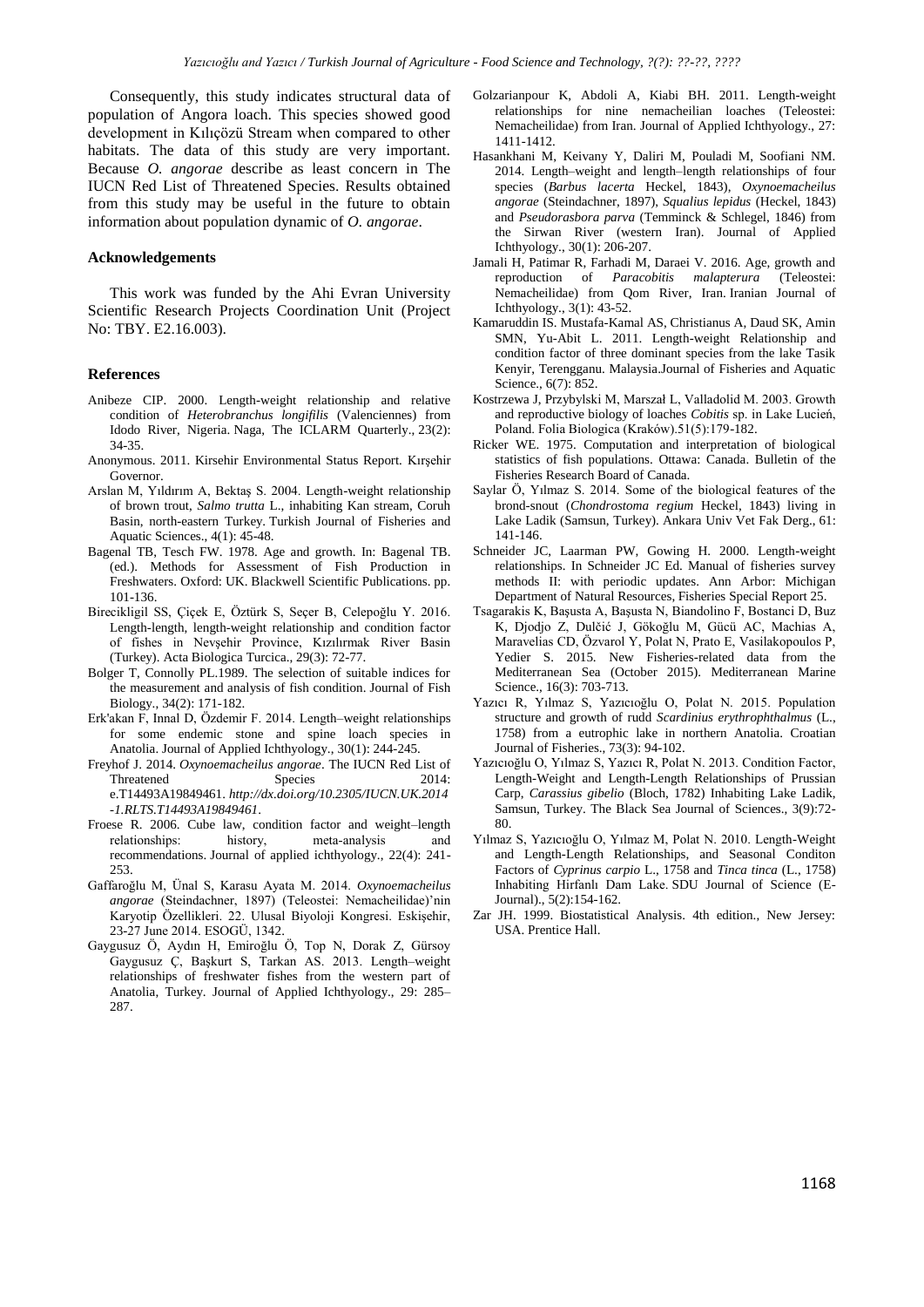Consequently, this study indicates structural data of population of Angora loach. This species showed good development in Kılıçözü Stream when compared to other habitats. The data of this study are very important. Because *O. angorae* describe as least concern in The IUCN Red List of Threatened Species. Results obtained from this study may be useful in the future to obtain information about population dynamic of *O. angorae*.

## Acknowledgements

This work was funded by the Ahi Evran University Scientific Research Projects Coordination Unit (Project No: TBY. E2.16.003).

## References

Anibeze CIP. 2000. Length-weight relationship and relative condition of *Heterobranchus longifilis* (Valenciennes) from Idodo River, Nigeria. Naga, The ICLARM Quarterly., 23(2): 34-35.

Anonymous. 2011. Kirsehir Environmental Status Report. Kırşehir Governor.

Arslan M, Yıldırım A, Bektaş S. 2004. Length-weight relationship of brown trout, *Salmo trutta* L., inhabiting Kan stream, Coruh Basin, north-eastern Turkey. Turkish Journal of Fisheries and Aquatic Sciences., 4(1): 45-48.

Bagenal TB, Tesch FW. 1978. Age and growth. In: Bagenal TB. (ed.). Methods for Assessment of Fish Production in Freshwaters. Oxford: UK. Blackwell Scientific Publications. pp. 101-136.

Birecikligil SS, Çiçek E, Öztürk S, Seçer B, Celepoğlu Y. 2016. Length-length, length-weight relationship and condition factor of fishes in Nevşehir Province, Kızılırmak River Basin (Turkey). Acta Biologica Turcica., 29(3): 72-77.

Bolger T, Connolly PL.1989. The selection of suitable indices for the measurement and analysis of fish condition. Journal of Fish Biology., 34(2): 171-182.

Erk'akan F, Innal D, Özdemir F. 2014. Length–weight relationships for some endemic stone and spine loach species in Anatolia. Journal of Applied Ichthyology., 30(1): 244-245.

Freyhof J. 2014. *Oxynoemacheilus angorae*. The IUCN Red List of Threatened Species 2014: e.T14493A19849461. *http://dx.doi.org/10.2305/IUCN.UK.2014-1.RLTS.T14493A19849461*.

Froese R. 2006. Cube law, condition factor and weight–length relationships: history, meta‐analysis and recommendations. Journal of applied ichthyology., 22(4): 241-253.

Gaffaroğlu M, Ünal S, Karasu Ayata M. 2014. *Oxynoemacheilus angorae* (Steindachner, 1897) (Teleostei: Nemacheilidae)'nin Karyotip Özellikleri. 22. Ulusal Biyoloji Kongresi. Eskişehir, 23-27 June 2014. ESOGÜ, 1342.

Gaygusuz Ö, Aydın H, Emiroğlu Ö, Top N, Dorak Z, Gürsoy Gaygusuz Ç, Başkurt S, Tarkan AS. 2013. Length–weight relationships of freshwater fishes from the western part of Anatolia, Turkey. Journal of Applied Ichthyology., 29: 285–287.

Golzarianpour K, Abdoli A, Kiabi BH. 2011. Length-weight relationships for nine nemacheilian loaches (Teleostei: Nemacheilidae) from Iran. Journal of Applied Ichthyology., 27: 1411-1412.

Hasankhani M, Keivany Y, Daliri M, Pouladi M, Soofiani NM. 2014. Length–weight and length–length relationships of four species (*Barbus lacerta* Heckel, 1843), *Oxynoemacheilus angorae* (Steindachner, 1897), *Squalius lepidus* (Heckel, 1843) and *Pseudorasbora parva* (Temminck & Schlegel, 1846) from the Sirwan River (western Iran). Journal of Applied Ichthyology., 30(1): 206-207.

Jamali H, Patimar R, Farhadi M, Daraei V. 2016. Age, growth and reproduction of *Paracobitis malapterura* (Teleostei: Nemacheilidae) from Qom River, Iran. Iranian Journal of Ichthyology., 3(1): 43-52.

Kamaruddin IS. Mustafa-Kamal AS, Christianus A, Daud SK, Amin SMN, Yu-Abit L. 2011. Length-weight Relationship and condition factor of three dominant species from the lake Tasik Kenyir, Terengganu. Malaysia.Journal of Fisheries and Aquatic Science., 6(7): 852.

Kostrzewa J, Przybylski M, Marszał L, Valladolid M. 2003. Growth and reproductive biology of loaches *Cobitis* sp. in Lake Lucień, Poland. Folia Biologica (Kraków).51(5):179-182.

Ricker WE. 1975. Computation and interpretation of biological statistics of fish populations. Ottawa: Canada. Bulletin of the Fisheries Research Board of Canada.

Saylar Ö, Yılmaz S. 2014. Some of the biological features of the brond-snout (*Chondrostoma regium* Heckel, 1843) living in Lake Ladik (Samsun, Turkey). Ankara Univ Vet Fak Derg., 61: 141-146.

Schneider JC, Laarman PW, Gowing H. 2000. Length-weight relationships. In Schneider JC Ed. Manual of fisheries survey methods II: with periodic updates. Ann Arbor: Michigan Department of Natural Resources, Fisheries Special Report 25.

Tsagarakis K, Başusta A, Başusta N, Biandolino F, Bostanci D, Buz K, Djodjo Z, Dulčić J, Gökoğlu M, Gücü AC, Machias A, Maravelias CD, Özvarol Y, Polat N, Prato E, Vasilakopoulos P, Yedier S. 2015. New Fisheries-related data from the Mediterranean Sea (October 2015). Mediterranean Marine Science., 16(3): 703-713.

Yazıcı R, Yılmaz S, Yazıcıoğlu O, Polat N. 2015. Population structure and growth of rudd *Scardinius erythrophthalmus* (L., 1758) from a eutrophic lake in northern Anatolia. Croatian Journal of Fisheries., 73(3): 94-102.

Yazıcıoğlu O, Yılmaz S, Yazıcı R, Polat N. 2013. Condition Factor, Length-Weight and Length-Length Relationships of Prussian Carp, *Carassius gibelio* (Bloch, 1782) Inhabiting Lake Ladik, Samsun, Turkey. The Black Sea Journal of Sciences., 3(9):72-80.

Yılmaz S, Yazıcıoğlu O, Yılmaz M, Polat N. 2010. Length-Weight and Length-Length Relationships, and Seasonal Conditon Factors of *Cyprinus carpio* L., 1758 and *Tinca tinca* (L., 1758) Inhabiting Hirfanlı Dam Lake. SDU Journal of Science (E-Journal)., 5(2):154-162.

Zar JH. 1999. Biostatistical Analysis. 4th edition., New Jersey: USA. Prentice Hall.